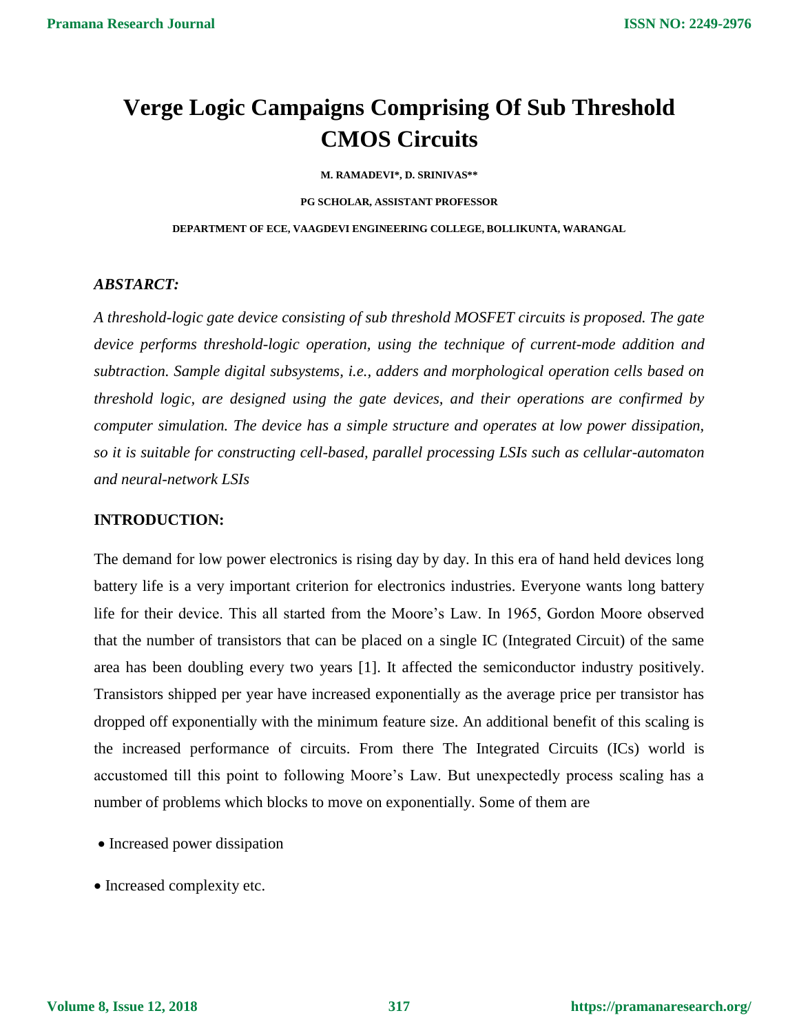# Verge Logic Campaigns Comprising Of Sub Threshold CMOS Circuits

**M. RAMADEVI*, D. SRINIVAS****

**PG SCHOLAR, ASSISTANT PROFESSOR**

**DEPARTMENT OF ECE, VAAGDEVI ENGINEERING COLLEGE, BOLLIKUNTA, WARANGAL**

### *ABSTARCT:*

*A threshold-logic gate device consisting of sub threshold MOSFET circuits is proposed. The gate device performs threshold-logic operation, using the technique of current-mode addition and subtraction. Sample digital subsystems, i.e., adders and morphological operation cells based on threshold logic, are designed using the gate devices, and their operations are confirmed by computer simulation. The device has a simple structure and operates at low power dissipation, so it is suitable for constructing cell-based, parallel processing LSIs such as cellular-automaton and neural-network LSIs*

### INTRODUCTION:

The demand for low power electronics is rising day by day. In this era of hand held devices long battery life is a very important criterion for electronics industries. Everyone wants long battery life for their device. This all started from the Moore's Law. In 1965, Gordon Moore observed that the number of transistors that can be placed on a single IC (Integrated Circuit) of the same area has been doubling every two years [1]. It affected the semiconductor industry positively. Transistors shipped per year have increased exponentially as the average price per transistor has dropped off exponentially with the minimum feature size. An additional benefit of this scaling is the increased performance of circuits. From there The Integrated Circuits (ICs) world is accustomed till this point to following Moore's Law. But unexpectedly process scaling has a number of problems which blocks to move on exponentially. Some of them are

- Increased power dissipation
- Increased complexity etc.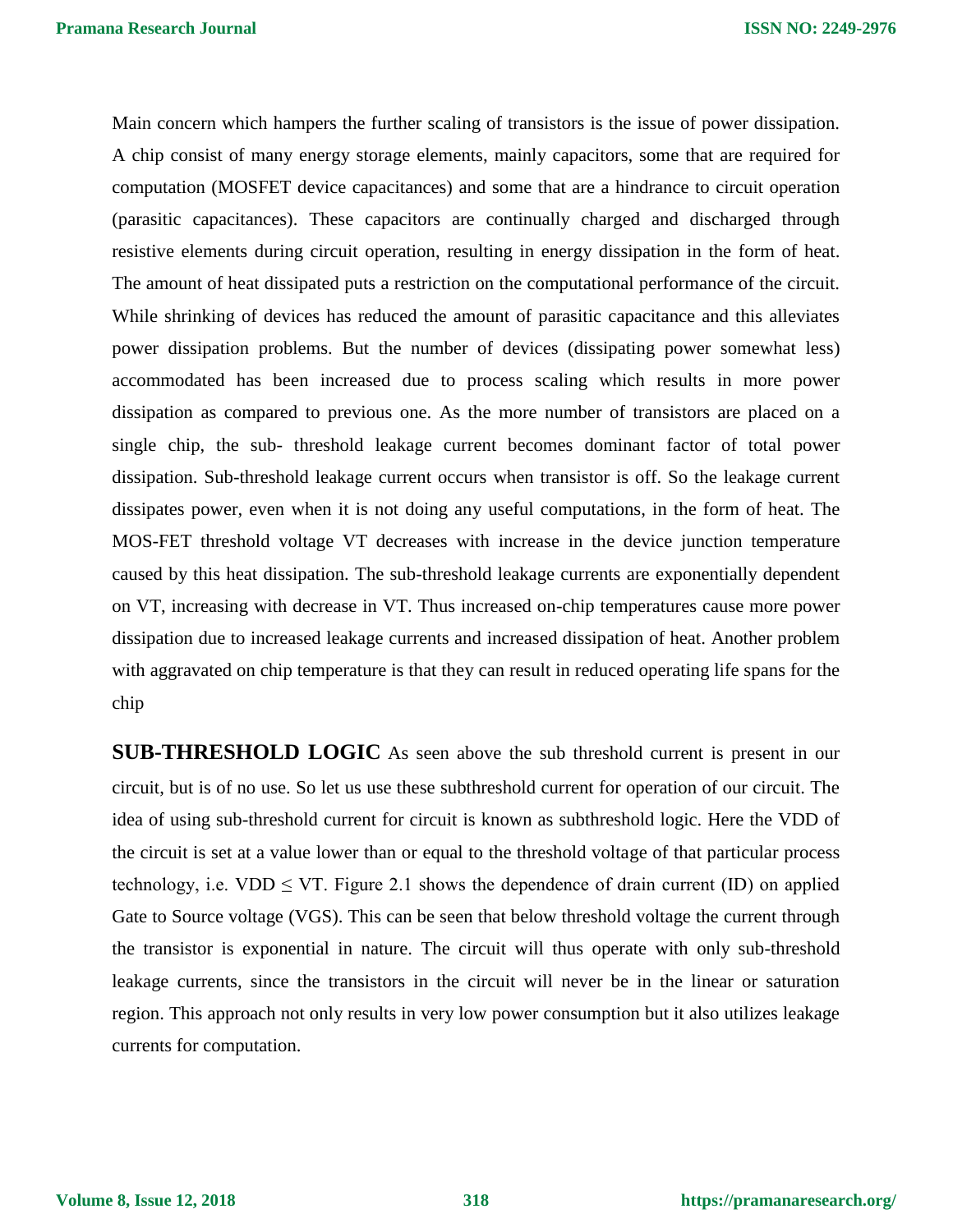Main concern which hampers the further scaling of transistors is the issue of power dissipation. A chip consist of many energy storage elements, mainly capacitors, some that are required for computation (MOSFET device capacitances) and some that are a hindrance to circuit operation (parasitic capacitances). These capacitors are continually charged and discharged through resistive elements during circuit operation, resulting in energy dissipation in the form of heat. The amount of heat dissipated puts a restriction on the computational performance of the circuit. While shrinking of devices has reduced the amount of parasitic capacitance and this alleviates power dissipation problems. But the number of devices (dissipating power somewhat less) accommodated has been increased due to process scaling which results in more power dissipation as compared to previous one. As the more number of transistors are placed on a single chip, the sub- threshold leakage current becomes dominant factor of total power dissipation. Sub-threshold leakage current occurs when transistor is off. So the leakage current dissipates power, even when it is not doing any useful computations, in the form of heat. The MOS-FET threshold voltage VT decreases with increase in the device junction temperature caused by this heat dissipation. The sub-threshold leakage currents are exponentially dependent on VT, increasing with decrease in VT. Thus increased on-chip temperatures cause more power dissipation due to increased leakage currents and increased dissipation of heat. Another problem with aggravated on chip temperature is that they can result in reduced operating life spans for the chip

**SUB-THRESHOLD LOGIC** As seen above the sub threshold current is present in our circuit, but is of no use. So let us use these subthreshold current for operation of our circuit. The idea of using sub-threshold current for circuit is known as subthreshold logic. Here the VDD of the circuit is set at a value lower than or equal to the threshold voltage of that particular process technology, i.e. $VDD \leq VT$. Figure 2.1 shows the dependence of drain current (ID) on applied Gate to Source voltage (VGS). This can be seen that below threshold voltage the current through the transistor is exponential in nature. The circuit will thus operate with only sub-threshold leakage currents, since the transistors in the circuit will never be in the linear or saturation region. This approach not only results in very low power consumption but it also utilizes leakage currents for computation.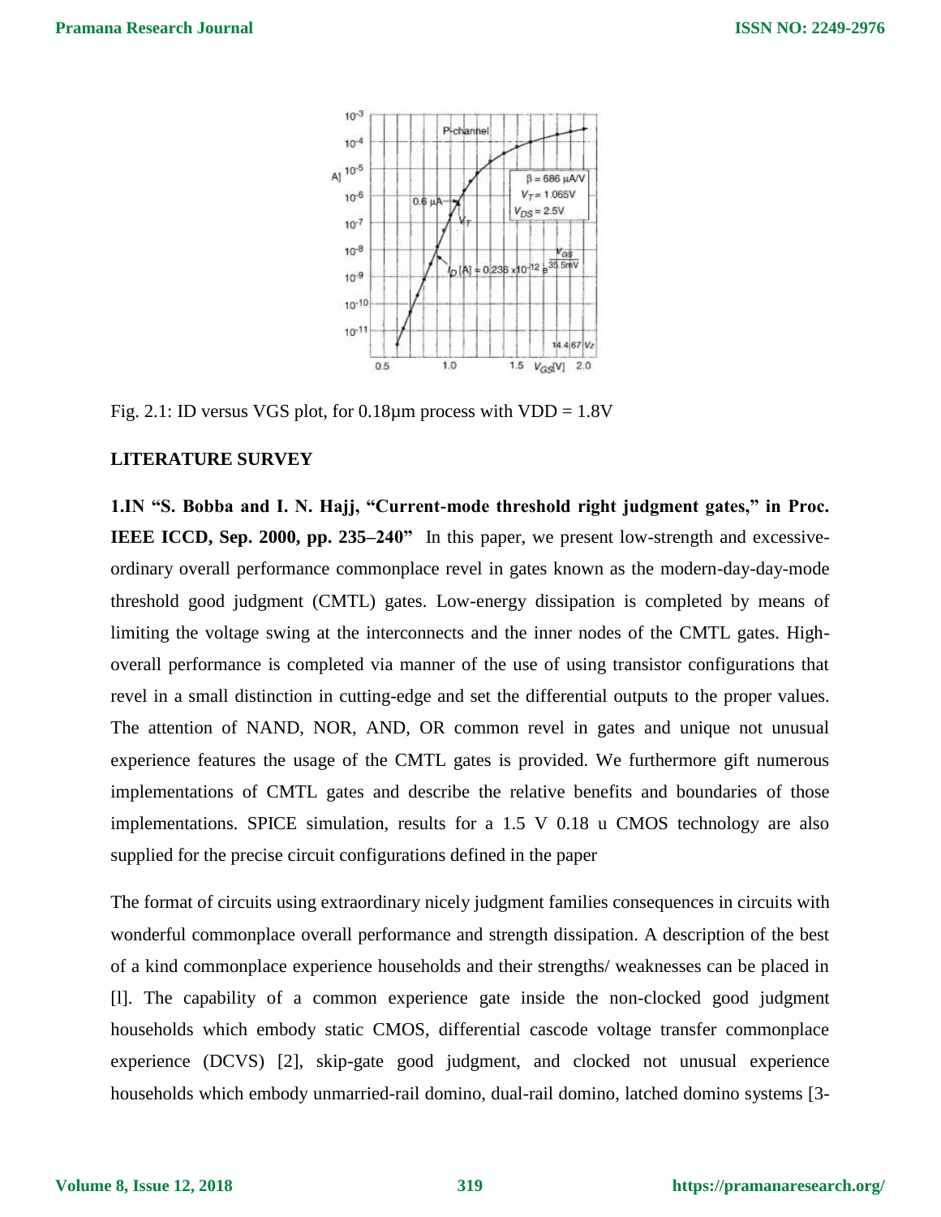Fig. 2.1: ID versus VGS plot, for 0.18μm process with VDD = 1.8V

**LITERATURE SURVEY**

**1.IN "S. Bobba and I. N. Hajj, "Current-mode threshold right judgment gates," in Proc. IEEE ICCD, Sep. 2000, pp. 235–240"** In this paper, we present low-strength and excessive-ordinary overall performance commonplace revel in gates known as the modern-day-day-mode threshold good judgment (CMTL) gates. Low-energy dissipation is completed by means of limiting the voltage swing at the interconnects and the inner nodes of the CMTL gates. High-overall performance is completed via manner of the use of using transistor configurations that revel in a small distinction in cutting-edge and set the differential outputs to the proper values. The attention of NAND, NOR, AND, OR common revel in gates and unique not unusual experience features the usage of the CMTL gates is provided. We furthermore gift numerous implementations of CMTL gates and describe the relative benefits and boundaries of those implementations. SPICE simulation, results for a 1.5 V 0.18 u CMOS technology are also supplied for the precise circuit configurations defined in the paper

The format of circuits using extraordinary nicely judgment families consequences in circuits with wonderful commonplace overall performance and strength dissipation. A description of the best of a kind commonplace experience households and their strengths/ weaknesses can be placed in [l]. The capability of a common experience gate inside the non-clocked good judgment households which embody static CMOS, differential cascode voltage transfer commonplace experience (DCVS) [2], skip-gate good judgment, and clocked not unusual experience households which embody unmarried-rail domino, dual-rail domino, latched domino systems [3-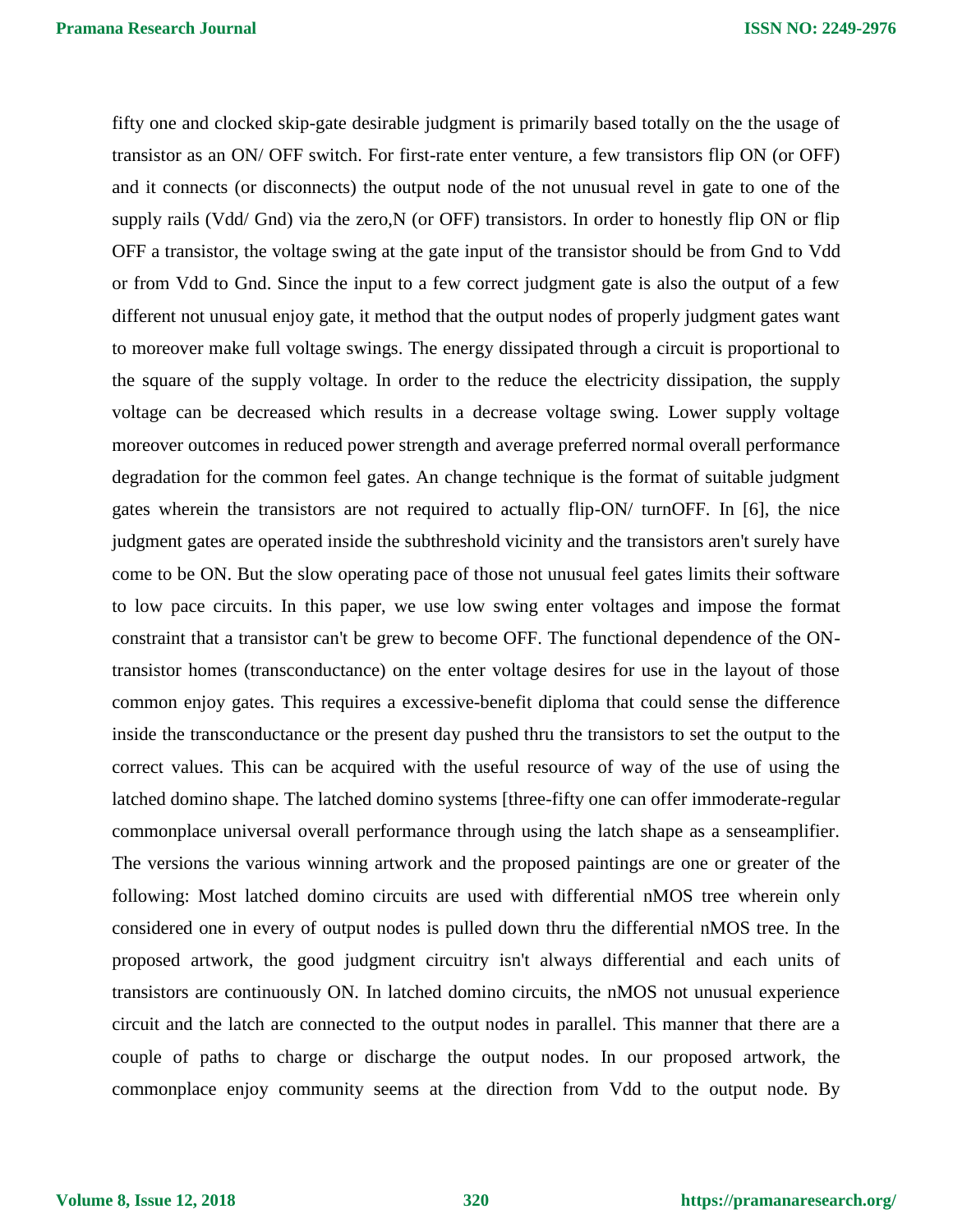fifty one and clocked skip-gate desirable judgment is primarily based totally on the the usage of transistor as an ON/ OFF switch. For first-rate enter venture, a few transistors flip ON (or OFF) and it connects (or disconnects) the output node of the not unusual revel in gate to one of the supply rails (Vdd/ Gnd) via the zero,N (or OFF) transistors. In order to honestly flip ON or flip OFF a transistor, the voltage swing at the gate input of the transistor should be from Gnd to Vdd or from Vdd to Gnd. Since the input to a few correct judgment gate is also the output of a few different not unusual enjoy gate, it method that the output nodes of properly judgment gates want to moreover make full voltage swings. The energy dissipated through a circuit is proportional to the square of the supply voltage. In order to the reduce the electricity dissipation, the supply voltage can be decreased which results in a decrease voltage swing. Lower supply voltage moreover outcomes in reduced power strength and average preferred normal overall performance degradation for the common feel gates. An change technique is the format of suitable judgment gates wherein the transistors are not required to actually flip-ON/ turnOFF. In [6], the nice judgment gates are operated inside the subthreshold vicinity and the transistors aren't surely have come to be ON. But the slow operating pace of those not unusual feel gates limits their software to low pace circuits. In this paper, we use low swing enter voltages and impose the format constraint that a transistor can't be grew to become OFF. The functional dependence of the ON-transistor homes (transconductance) on the enter voltage desires for use in the layout of those common enjoy gates. This requires a excessive-benefit diploma that could sense the difference inside the transconductance or the present day pushed thru the transistors to set the output to the correct values. This can be acquired with the useful resource of way of the use of using the latched domino shape. The latched domino systems [three-fifty one can offer immoderate-regular commonplace universal overall performance through using the latch shape as a senseamplifier. The versions the various winning artwork and the proposed paintings are one or greater of the following: Most latched domino circuits are used with differential nMOS tree wherein only considered one in every of output nodes is pulled down thru the differential nMOS tree. In the proposed artwork, the good judgment circuitry isn't always differential and each units of transistors are continuously ON. In latched domino circuits, the nMOS not unusual experience circuit and the latch are connected to the output nodes in parallel. This manner that there are a couple of paths to charge or discharge the output nodes. In our proposed artwork, the commonplace enjoy community seems at the direction from Vdd to the output node. By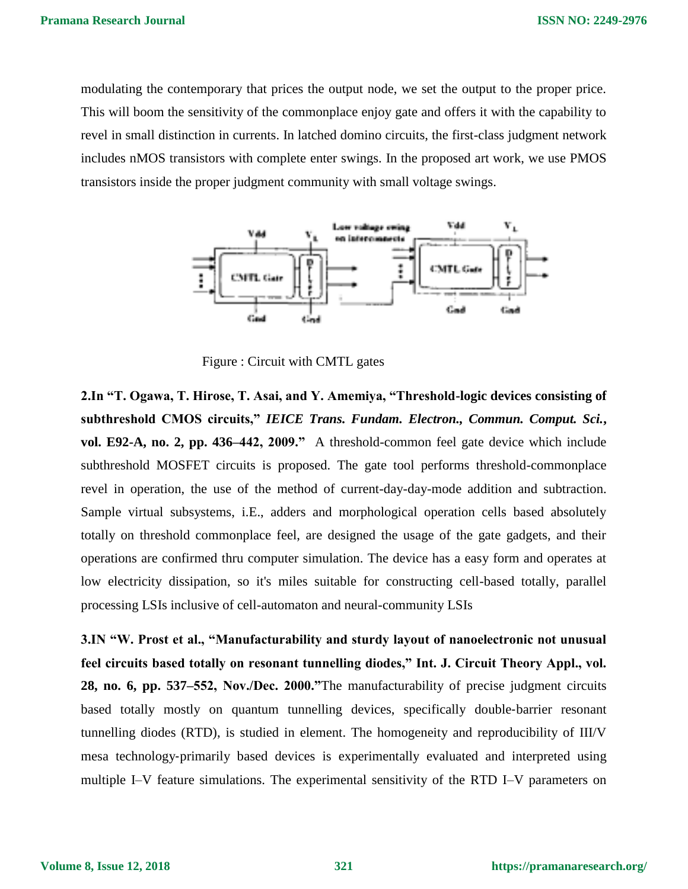modulating the contemporary that prices the output node, we set the output to the proper price. This will boom the sensitivity of the commonplace enjoy gate and offers it with the capability to revel in small distinction in currents. In latched domino circuits, the first-class judgment network includes nMOS transistors with complete enter swings. In the proposed art work, we use PMOS transistors inside the proper judgment community with small voltage swings.

Figure : Circuit with CMTL gates

**2.In "T. Ogawa, T. Hirose, T. Asai, and Y. Amemiya, "Threshold-logic devices consisting of subthreshold CMOS circuits,"** ***IEICE Trans. Fundam. Electron., Commun. Comput. Sci.*****, vol. E92-A, no. 2, pp. 436–442, 2009."** A threshold-common feel gate device which include subthreshold MOSFET circuits is proposed. The gate tool performs threshold-commonplace revel in operation, the use of the method of current-day-day-mode addition and subtraction. Sample virtual subsystems, i.E., adders and morphological operation cells based absolutely totally on threshold commonplace feel, are designed the usage of the gate gadgets, and their operations are confirmed thru computer simulation. The device has a easy form and operates at low electricity dissipation, so it's miles suitable for constructing cell-based totally, parallel processing LSIs inclusive of cell-automaton and neural-community LSIs

**3.IN "W. Prost et al., "Manufacturability and sturdy layout of nanoelectronic not unusual feel circuits based totally on resonant tunnelling diodes," Int. J. Circuit Theory Appl., vol. 28, no. 6, pp. 537–552, Nov./Dec. 2000."**The manufacturability of precise judgment circuits based totally mostly on quantum tunnelling devices, specifically double-barrier resonant tunnelling diodes (RTD), is studied in element. The homogeneity and reproducibility of III/V mesa technology-primarily based devices is experimentally evaluated and interpreted using multiple I–V feature simulations. The experimental sensitivity of the RTD I–V parameters on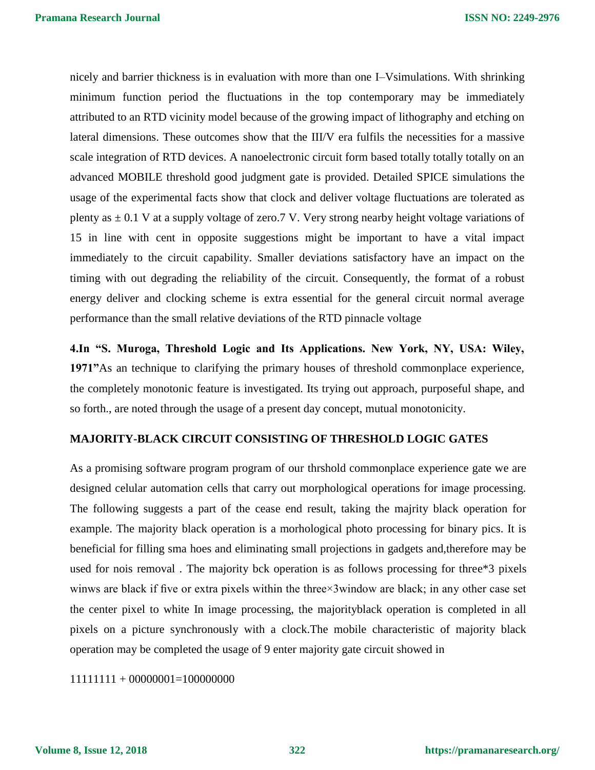nicely and barrier thickness is in evaluation with more than one I–Vsimulations. With shrinking minimum function period the fluctuations in the top contemporary may be immediately attributed to an RTD vicinity model because of the growing impact of lithography and etching on lateral dimensions. These outcomes show that the III/V era fulfils the necessities for a massive scale integration of RTD devices. A nanoelectronic circuit form based totally totally totally on an advanced MOBILE threshold good judgment gate is provided. Detailed SPICE simulations the usage of the experimental facts show that clock and deliver voltage fluctuations are tolerated as plenty as ± 0.1 V at a supply voltage of zero.7 V. Very strong nearby height voltage variations of 15 in line with cent in opposite suggestions might be important to have a vital impact immediately to the circuit capability. Smaller deviations satisfactory have an impact on the timing with out degrading the reliability of the circuit. Consequently, the format of a robust energy deliver and clocking scheme is extra essential for the general circuit normal average performance than the small relative deviations of the RTD pinnacle voltage

**4.In "S. Muroga, Threshold Logic and Its Applications. New York, NY, USA: Wiley, 1971"**As an technique to clarifying the primary houses of threshold commonplace experience, the completely monotonic feature is investigated. Its trying out approach, purposeful shape, and so forth., are noted through the usage of a present day concept, mutual monotonicity.

**MAJORITY-BLACK CIRCUIT CONSISTING OF THRESHOLD LOGIC GATES**

As a promising software program program of our thrshold commonplace experience gate we are designed celular automation cells that carry out morphological operations for image processing. The following suggests a part of the cease end result, taking the majrity black operation for example. The majority black operation is a morhological photo processing for binary pics. It is beneficial for filling sma hoes and eliminating small projections in gadgets and,therefore may be used for nois removal . The majority bck operation is as follows processing for three*3 pixels winws are black if five or extra pixels within the three×3window are black; in any other case set the center pixel to white In image processing, the majorityblack operation is completed in all pixels on a picture synchronously with a clock.The mobile characteristic of majority black operation may be completed the usage of 9 enter majority gate circuit showed in

11111111 + 00000001=100000000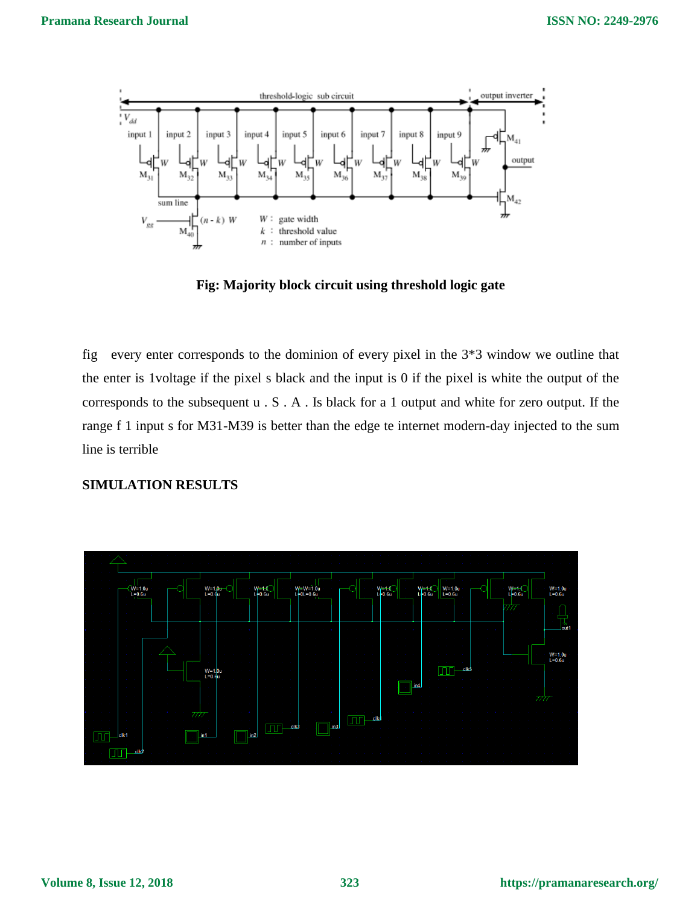**Fig: Majority block circuit using threshold logic gate**

fig every enter corresponds to the dominion of every pixel in the 3*3 window we outline that the enter is 1voltage if the pixel s black and the input is 0 if the pixel is white the output of the corresponds to the subsequent u . S . A . Is black for a 1 output and white for zero output. If the range f 1 input s for M31-M39 is better than the edge te internet modern-day injected to the sum line is terrible

## SIMULATION RESULTS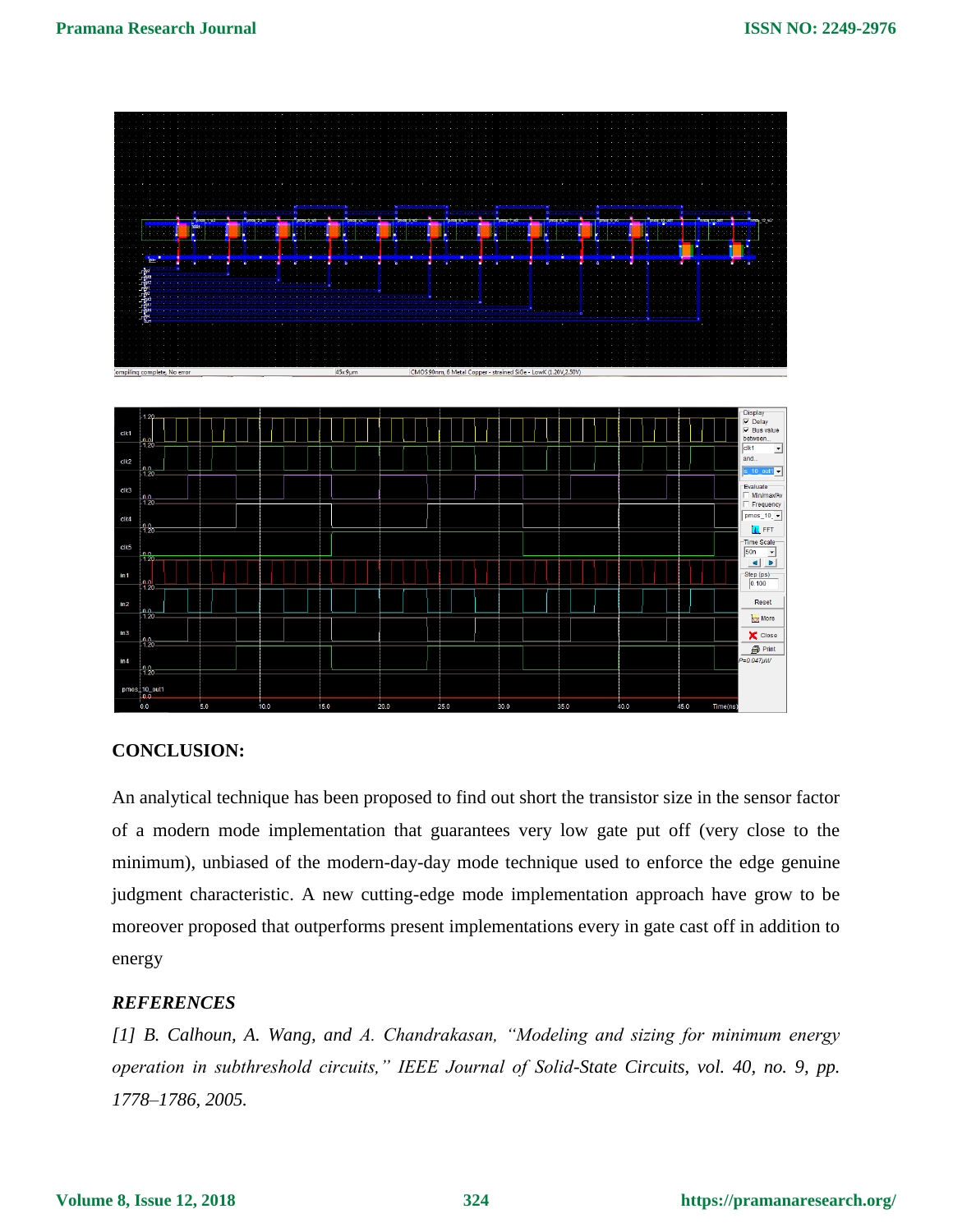## CONCLUSION:

An analytical technique has been proposed to find out short the transistor size in the sensor factor of a modern mode implementation that guarantees very low gate put off (very close to the minimum), unbiased of the modern-day-day mode technique used to enforce the edge genuine judgment characteristic. A new cutting-edge mode implementation approach have grow to be moreover proposed that outperforms present implementations every in gate cast off in addition to energy

## *REFERENCES*

*[1] B. Calhoun, A. Wang, and A. Chandrakasan, "Modeling and sizing for minimum energy operation in subthreshold circuits," IEEE Journal of Solid-State Circuits, vol. 40, no. 9, pp. 1778–1786, 2005.*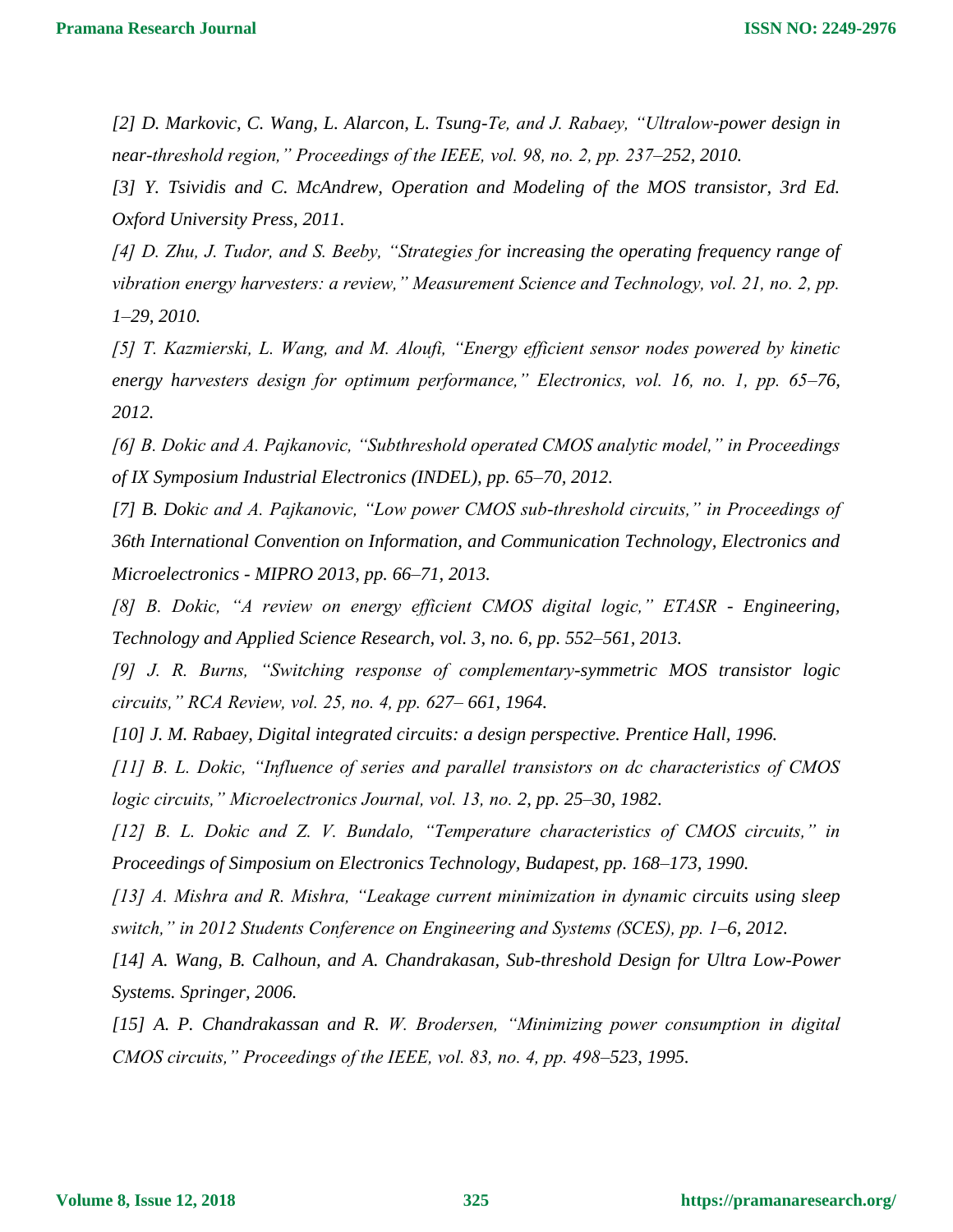*[2] D. Markovic, C. Wang, L. Alarcon, L. Tsung-Te, and J. Rabaey, "Ultralow-power design in near-threshold region," Proceedings of the IEEE, vol. 98, no. 2, pp. 237–252, 2010.*

*[3] Y. Tsividis and C. McAndrew, Operation and Modeling of the MOS transistor, 3rd Ed. Oxford University Press, 2011.*

*[4] D. Zhu, J. Tudor, and S. Beeby, "Strategies for increasing the operating frequency range of vibration energy harvesters: a review," Measurement Science and Technology, vol. 21, no. 2, pp. 1–29, 2010.*

*[5] T. Kazmierski, L. Wang, and M. Aloufi, "Energy efficient sensor nodes powered by kinetic energy harvesters design for optimum performance," Electronics, vol. 16, no. 1, pp. 65–76, 2012.*

*[6] B. Dokic and A. Pajkanovic, "Subthreshold operated CMOS analytic model," in Proceedings of IX Symposium Industrial Electronics (INDEL), pp. 65–70, 2012.*

*[7] B. Dokic and A. Pajkanovic, "Low power CMOS sub-threshold circuits," in Proceedings of 36th International Convention on Information, and Communication Technology, Electronics and Microelectronics - MIPRO 2013, pp. 66–71, 2013.*

*[8] B. Dokic, "A review on energy efficient CMOS digital logic," ETASR - Engineering, Technology and Applied Science Research, vol. 3, no. 6, pp. 552–561, 2013.*

*[9] J. R. Burns, "Switching response of complementary-symmetric MOS transistor logic circuits," RCA Review, vol. 25, no. 4, pp. 627– 661, 1964.*

*[10] J. M. Rabaey, Digital integrated circuits: a design perspective. Prentice Hall, 1996.*

*[11] B. L. Dokic, "Influence of series and parallel transistors on dc characteristics of CMOS logic circuits," Microelectronics Journal, vol. 13, no. 2, pp. 25–30, 1982.*

*[12] B. L. Dokic and Z. V. Bundalo, "Temperature characteristics of CMOS circuits," in Proceedings of Simposium on Electronics Technology, Budapest, pp. 168–173, 1990.*

*[13] A. Mishra and R. Mishra, "Leakage current minimization in dynamic circuits using sleep switch," in 2012 Students Conference on Engineering and Systems (SCES), pp. 1–6, 2012.*

*[14] A. Wang, B. Calhoun, and A. Chandrakasan, Sub-threshold Design for Ultra Low-Power Systems. Springer, 2006.*

*[15] A. P. Chandrakassan and R. W. Brodersen, "Minimizing power consumption in digital CMOS circuits," Proceedings of the IEEE, vol. 83, no. 4, pp. 498–523, 1995.*